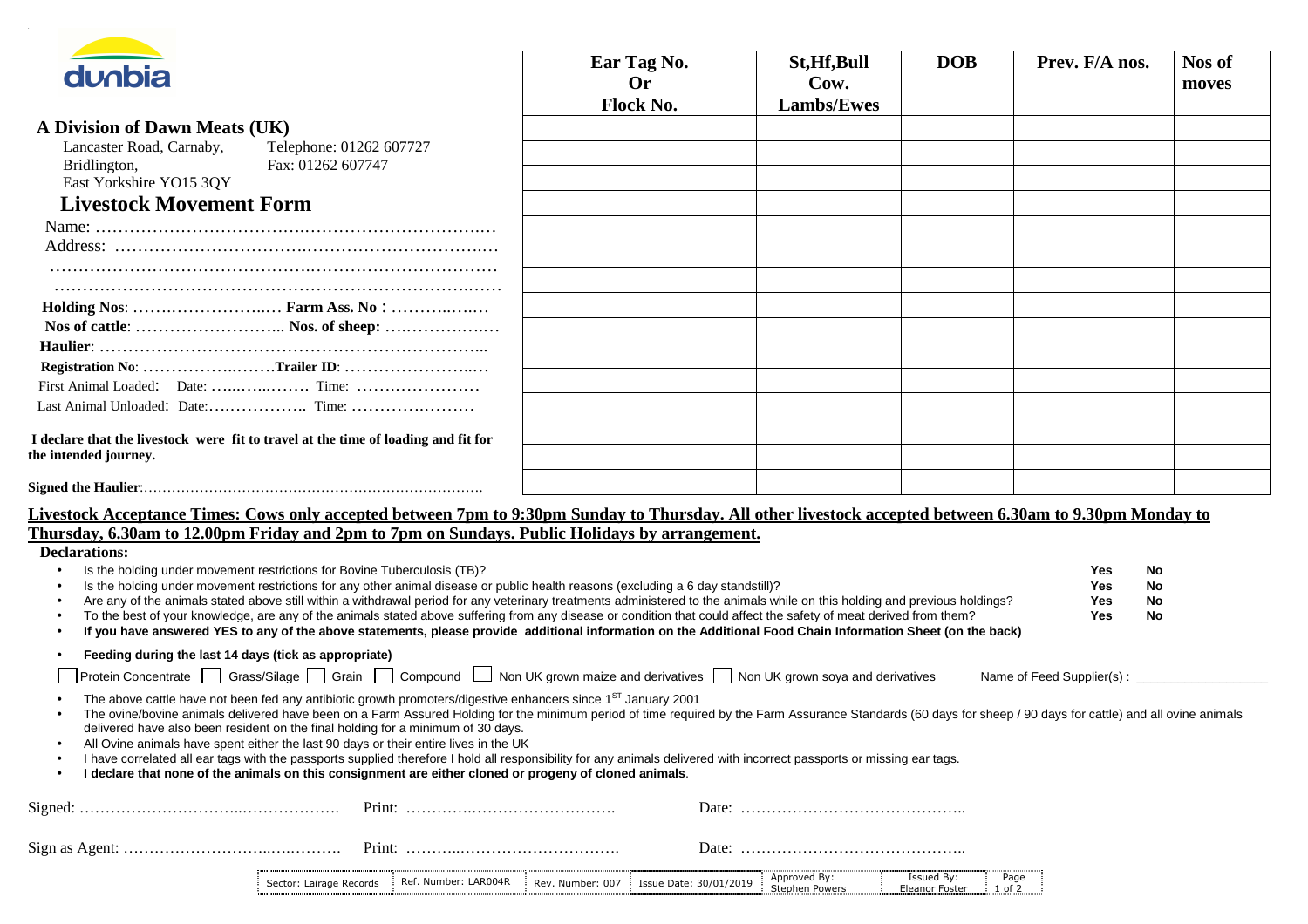dunbia

**A Division of Dawn Meats (UK)**

Lancaster Road, Carnaby, Bridlington, East Yorkshire YO15 3QY

Telephone: 01262 607727
Fax: 01262 607747

## Livestock Movement Form

Name: ……………………………………………………………………
Address: ……………………………………………………………………
……………………………………………………………………………
……………………………………………………………………………

**Holding Nos**: ………………………… **Farm Ass. No :** ………………
**Nos of cattle**: ………………………... **Nos. of sheep:** ………………
**Haulier**: ……………………………………………………………………
**Registration No**: ………………………**Trailer ID**: ………………………
First Animal Loaded: Date: ……………… Time: ……………………
Last Animal Unloaded: Date:……………… Time: ……………………

**I declare that the livestock were fit to travel at the time of loading and fit for the intended journey.**

**Signed the Haulier**:……………………………………………………………

| Ear Tag No. Or Flock No. | St,Hf,Bull Cow. Lambs/Ewes | DOB | Prev. F/A nos. | Nos of moves |
|---|---|---|---|---|
| | | | | |
| | | | | |
| | | | | |
| | | | | |
| | | | | |
| | | | | |
| | | | | |
| | | | | |
| | | | | |
| | | | | |
| | | | | |
| | | | | |
| | | | | |
| | | | | |
| | | | | |

**Livestock Acceptance Times: Cows only accepted between 7pm to 9:30pm Sunday to Thursday. All other livestock accepted between 6.30am to 9.30pm Monday to Thursday, 6.30am to 12.00pm Friday and 2pm to 7pm on Sundays. Public Holidays by arrangement.**

**Declarations:**

- Is the holding under movement restrictions for Bovine Tuberculosis (TB)? **Yes No**
- Is the holding under movement restrictions for any other animal disease or public health reasons (excluding a 6 day standstill)? **Yes No**
- Are any of the animals stated above still within a withdrawal period for any veterinary treatments administered to the animals while on this holding and previous holdings? **Yes No**
- To the best of your knowledge, are any of the animals stated above suffering from any disease or condition that could affect the safety of meat derived from them? **Yes No**
- **If you have answered YES to any of the above statements, please provide additional information on the Additional Food Chain Information Sheet (on the back)**
- **Feeding during the last 14 days (tick as appropriate)**

☐ Protein Concentrate ☐ Grass/Silage ☐ Grain ☐ Compound ☐ Non UK grown maize and derivatives ☐ Non UK grown soya and derivatives Name of Feed Supplier(s) : ________________

- The above cattle have not been fed any antibiotic growth promoters/digestive enhancers since 1ST January 2001
- The ovine/bovine animals delivered have been on a Farm Assured Holding for the minimum period of time required by the Farm Assurance Standards (60 days for sheep / 90 days for cattle) and all ovine animals delivered have also been resident on the final holding for a minimum of 30 days.
- All Ovine animals have spent either the last 90 days or their entire lives in the UK
- I have correlated all ear tags with the passports supplied therefore I hold all responsibility for any animals delivered with incorrect passports or missing ear tags.
- **I declare that none of the animals on this consignment are either cloned or progeny of cloned animals**.

Signed: ……………………………………… Print: ……………………………………. Date: ……………………………………..

Sign as Agent: ……………………………… Print: ……………………………………. Date: ……………………………………..

| Sector: Lairage Records | Ref. Number: LAR004R | Rev. Number: 007 | Issue Date: 30/01/2019 | Approved By: Stephen Powers | Issued By: Eleanor Foster |
|---|---|---|---|---|---|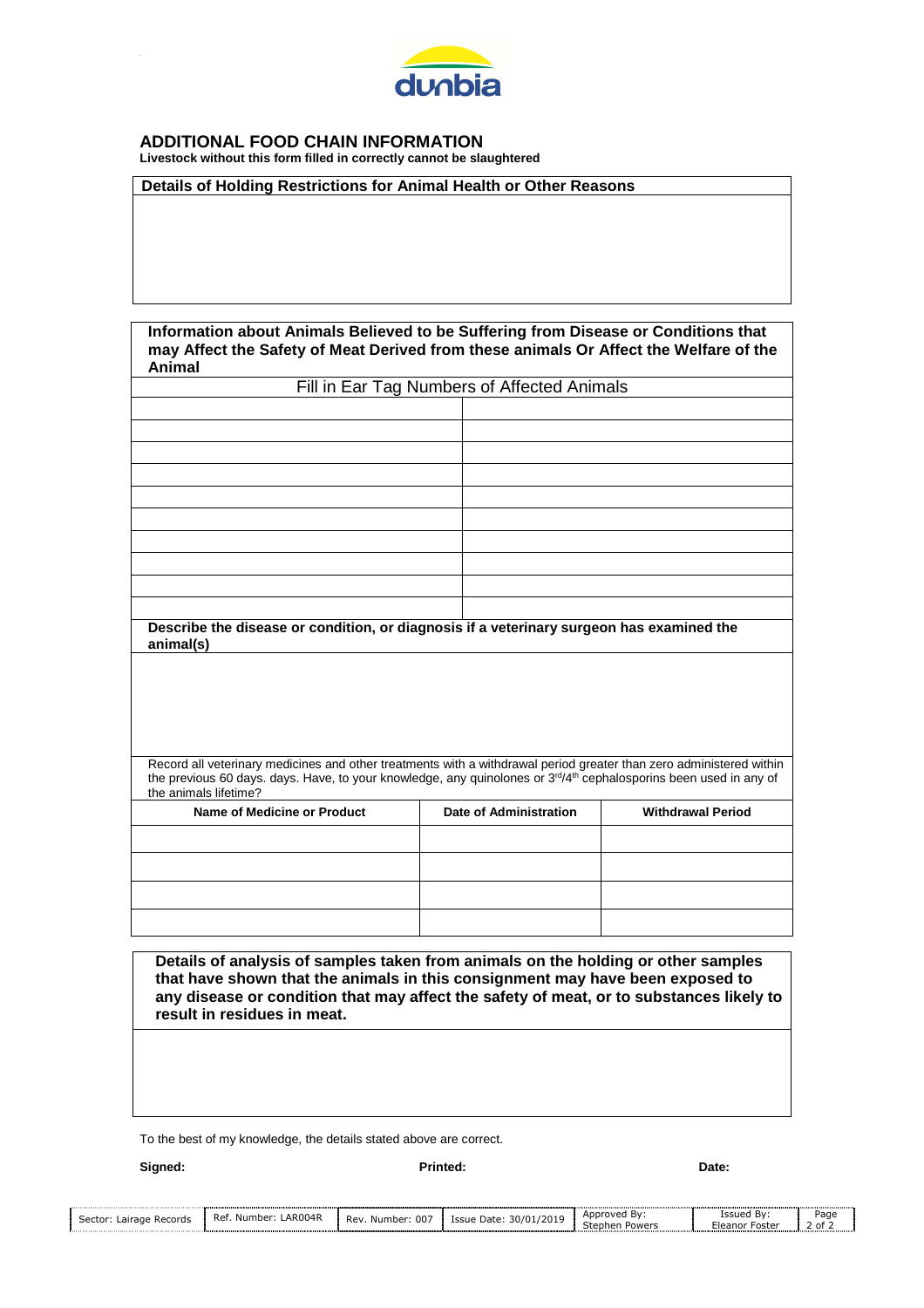dunbia

## ADDITIONAL FOOD CHAIN INFORMATION

**Livestock without this form filled in correctly cannot be slaughtered**

| **Details of Holding Restrictions for Animal Health or Other Reasons** |
|---|
| |

| **Information about Animals Believed to be Suffering from Disease or Conditions that may Affect the Safety of Meat Derived from these animals Or Affect the Welfare of the Animal** | |
|---|---|
| Fill in Ear Tag Numbers of Affected Animals | |
| | |
| | |
| | |
| | |
| | |
| | |
| | |
| | |
| | |
| | |

| **Describe the disease or condition, or diagnosis if a veterinary surgeon has examined the animal(s)** |
|---|
| |

Record all veterinary medicines and other treatments with a withdrawal period greater than zero administered within the previous 60 days. days. Have, to your knowledge, any quinolones or 3rd/4th cephalosporins been used in any of the animals lifetime?

| Name of Medicine or Product | Date of Administration | Withdrawal Period |
|---|---|---|
| | | |
| | | |
| | | |
| | | |

| **Details of analysis of samples taken from animals on the holding or other samples that have shown that the animals in this consignment may have been exposed to any disease or condition that may affect the safety of meat, or to substances likely to result in residues in meat.** |
|---|
| |

To the best of my knowledge, the details stated above are correct.

**Signed:** **Printed:** **Date:**

| | | | | | | |
|---|---|---|---|---|---|---|
| Sector: Lairage Records | Ref. Number: LAR004R | Rev. Number: 007 | Issue Date: 30/01/2019 | Approved By: Stephen Powers | Issued By: Eleanor Foster | Page 2 of 2 |